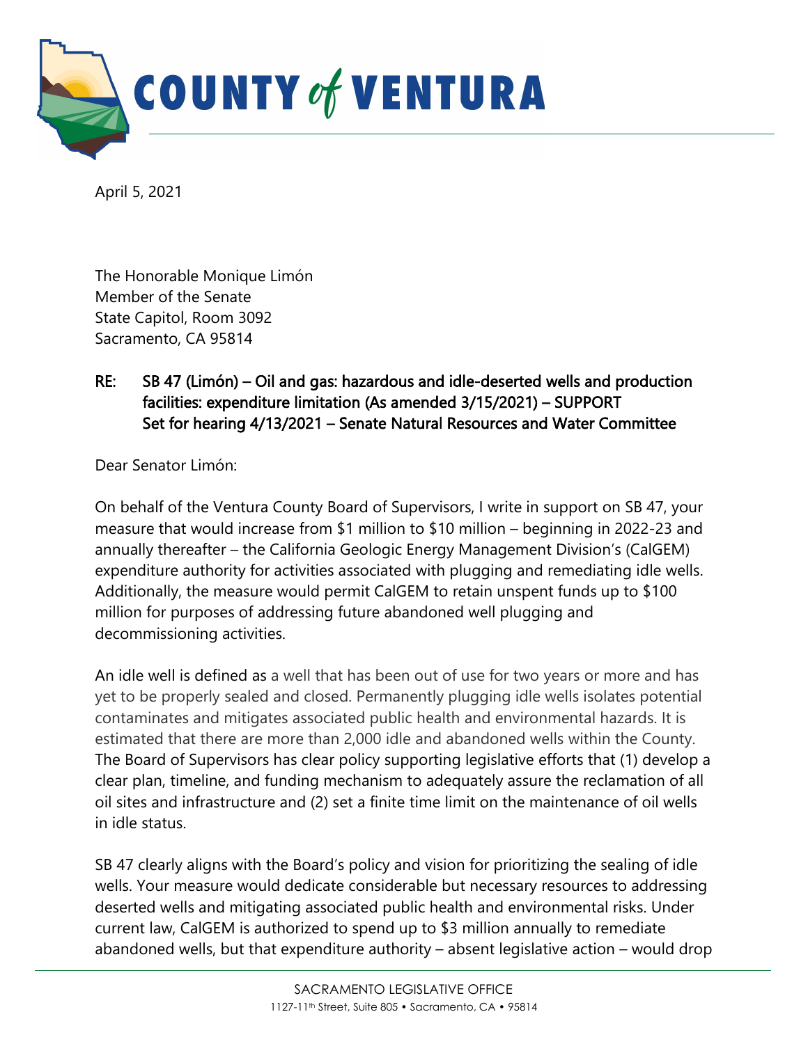# COUNTY *of* VENTURA

April 5, 2021

The Honorable Monique Limón
Member of the Senate
State Capitol, Room 3092
Sacramento, CA 95814

**RE: SB 47 (Limón) – Oil and gas: hazardous and idle-deserted wells and production facilities: expenditure limitation (As amended 3/15/2021) – SUPPORT**
**Set for hearing 4/13/2021 – Senate Natural Resources and Water Committee**

Dear Senator Limón:

On behalf of the Ventura County Board of Supervisors, I write in support on SB 47, your measure that would increase from $1 million to $10 million – beginning in 2022-23 and annually thereafter – the California Geologic Energy Management Division's (CalGEM) expenditure authority for activities associated with plugging and remediating idle wells. Additionally, the measure would permit CalGEM to retain unspent funds up to $100 million for purposes of addressing future abandoned well plugging and decommissioning activities.

An idle well is defined as a well that has been out of use for two years or more and has yet to be properly sealed and closed. Permanently plugging idle wells isolates potential contaminates and mitigates associated public health and environmental hazards. It is estimated that there are more than 2,000 idle and abandoned wells within the County. The Board of Supervisors has clear policy supporting legislative efforts that (1) develop a clear plan, timeline, and funding mechanism to adequately assure the reclamation of all oil sites and infrastructure and (2) set a finite time limit on the maintenance of oil wells in idle status.

SB 47 clearly aligns with the Board's policy and vision for prioritizing the sealing of idle wells. Your measure would dedicate considerable but necessary resources to addressing deserted wells and mitigating associated public health and environmental risks. Under current law, CalGEM is authorized to spend up to $3 million annually to remediate abandoned wells, but that expenditure authority – absent legislative action – would drop

SACRAMENTO LEGISLATIVE OFFICE
1127-11th Street, Suite 805 • Sacramento, CA • 95814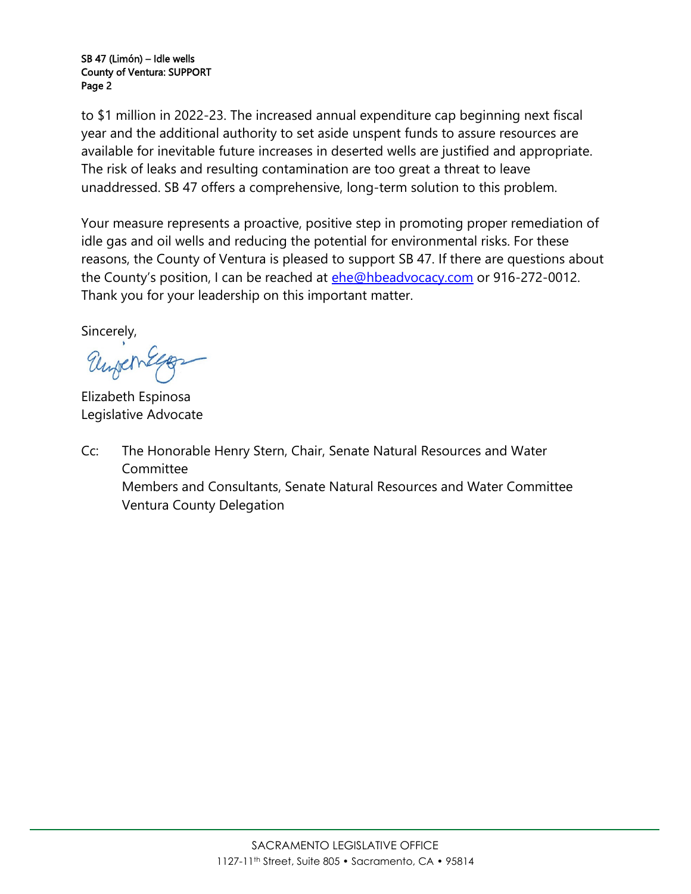to $1 million in 2022-23. The increased annual expenditure cap beginning next fiscal year and the additional authority to set aside unspent funds to assure resources are available for inevitable future increases in deserted wells are justified and appropriate. The risk of leaks and resulting contamination are too great a threat to leave unaddressed. SB 47 offers a comprehensive, long-term solution to this problem.

Your measure represents a proactive, positive step in promoting proper remediation of idle gas and oil wells and reducing the potential for environmental risks. For these reasons, the County of Ventura is pleased to support SB 47. If there are questions about the County's position, I can be reached at ehe@hbeadvocacy.com or 916-272-0012. Thank you for your leadership on this important matter.

Sincerely,

Elizabeth Espinosa
Legislative Advocate

Cc: The Honorable Henry Stern, Chair, Senate Natural Resources and Water Committee
Members and Consultants, Senate Natural Resources and Water Committee
Ventura County Delegation

SACRAMENTO LEGISLATIVE OFFICE
1127-11th Street, Suite 805 • Sacramento, CA • 95814